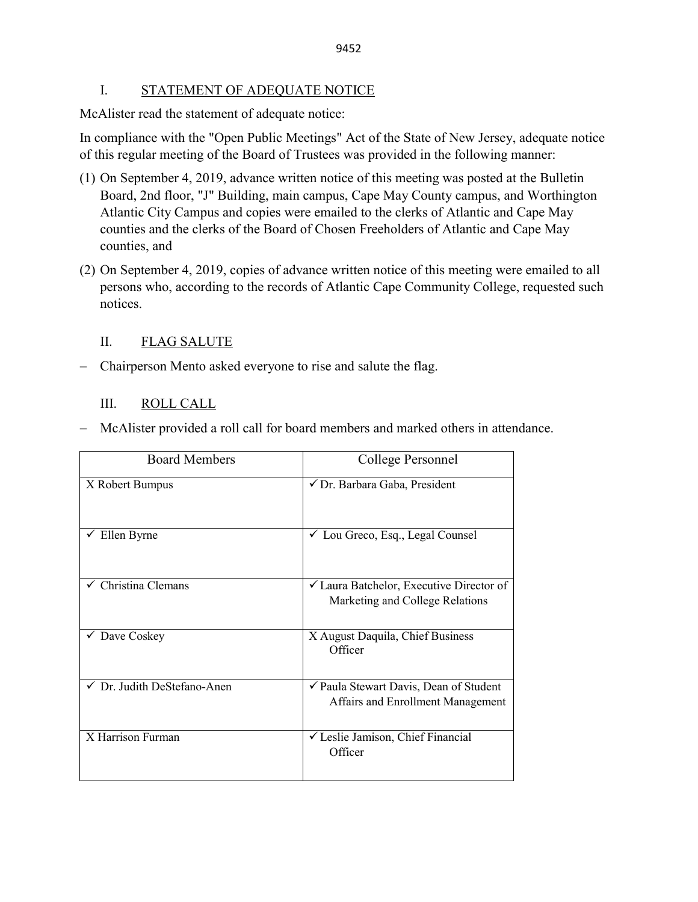## I. STATEMENT OF ADEQUATE NOTICE

McAlister read the statement of adequate notice:

In compliance with the "Open Public Meetings" Act of the State of New Jersey, adequate notice of this regular meeting of the Board of Trustees was provided in the following manner:

(1) On September 4, 2019, advance written notice of this meeting was posted at the Bulletin Board, 2nd floor, "J" Building, main campus, Cape May County campus, and Worthington Atlantic City Campus and copies were emailed to the clerks of Atlantic and Cape May counties and the clerks of the Board of Chosen Freeholders of Atlantic and Cape May counties, and

(2) On September 4, 2019, copies of advance written notice of this meeting were emailed to all persons who, according to the records of Atlantic Cape Community College, requested such notices.

## II. FLAG SALUTE

- Chairperson Mento asked everyone to rise and salute the flag.

## III. ROLL CALL

- McAlister provided a roll call for board members and marked others in attendance.

| Board Members | College Personnel |
|---|---|
| X Robert Bumpus | ✓ Dr. Barbara Gaba, President |
| ✓ Ellen Byrne | ✓ Lou Greco, Esq., Legal Counsel |
| ✓ Christina Clemans | ✓ Laura Batchelor, Executive Director of Marketing and College Relations |
| ✓ Dave Coskey | X August Daquila, Chief Business Officer |
| ✓ Dr. Judith DeStefano-Anen | ✓ Paula Stewart Davis, Dean of Student Affairs and Enrollment Management |
| X Harrison Furman | ✓ Leslie Jamison, Chief Financial Officer |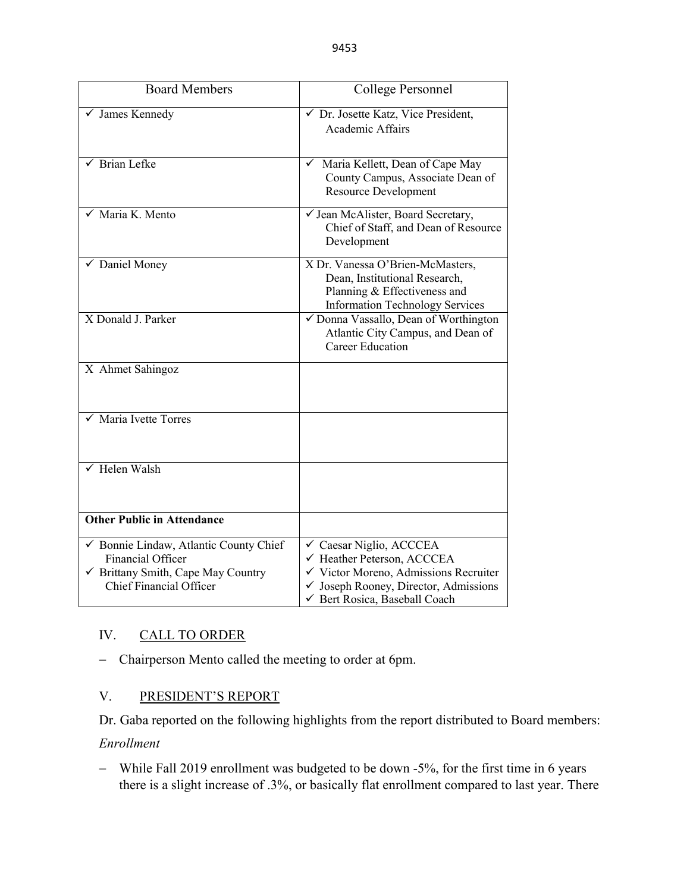| Board Members | College Personnel |
|---|---|
| ✓ James Kennedy | ✓ Dr. Josette Katz, Vice President, Academic Affairs |
| ✓ Brian Lefke | ✓ Maria Kellett, Dean of Cape May County Campus, Associate Dean of Resource Development |
| ✓ Maria K. Mento | ✓ Jean McAlister, Board Secretary, Chief of Staff, and Dean of Resource Development |
| ✓ Daniel Money | X Dr. Vanessa O'Brien-McMasters, Dean, Institutional Research, Planning & Effectiveness and Information Technology Services |
| X Donald J. Parker | ✓ Donna Vassallo, Dean of Worthington Atlantic City Campus, and Dean of Career Education |
| X Ahmet Sahingoz | |
| ✓ Maria Ivette Torres | |
| ✓ Helen Walsh | |
| **Other Public in Attendance** | |
| ✓ Bonnie Lindaw, Atlantic County Chief Financial Officer<br>✓ Brittany Smith, Cape May Country Chief Financial Officer | ✓ Caesar Niglio, ACCCEA<br>✓ Heather Peterson, ACCCEA<br>✓ Victor Moreno, Admissions Recruiter<br>✓ Joseph Rooney, Director, Admissions<br>✓ Bert Rosica, Baseball Coach |

## IV. CALL TO ORDER

- Chairperson Mento called the meeting to order at 6pm.

## V. PRESIDENT'S REPORT

Dr. Gaba reported on the following highlights from the report distributed to Board members:

*Enrollment*

- While Fall 2019 enrollment was budgeted to be down -5%, for the first time in 6 years there is a slight increase of .3%, or basically flat enrollment compared to last year. There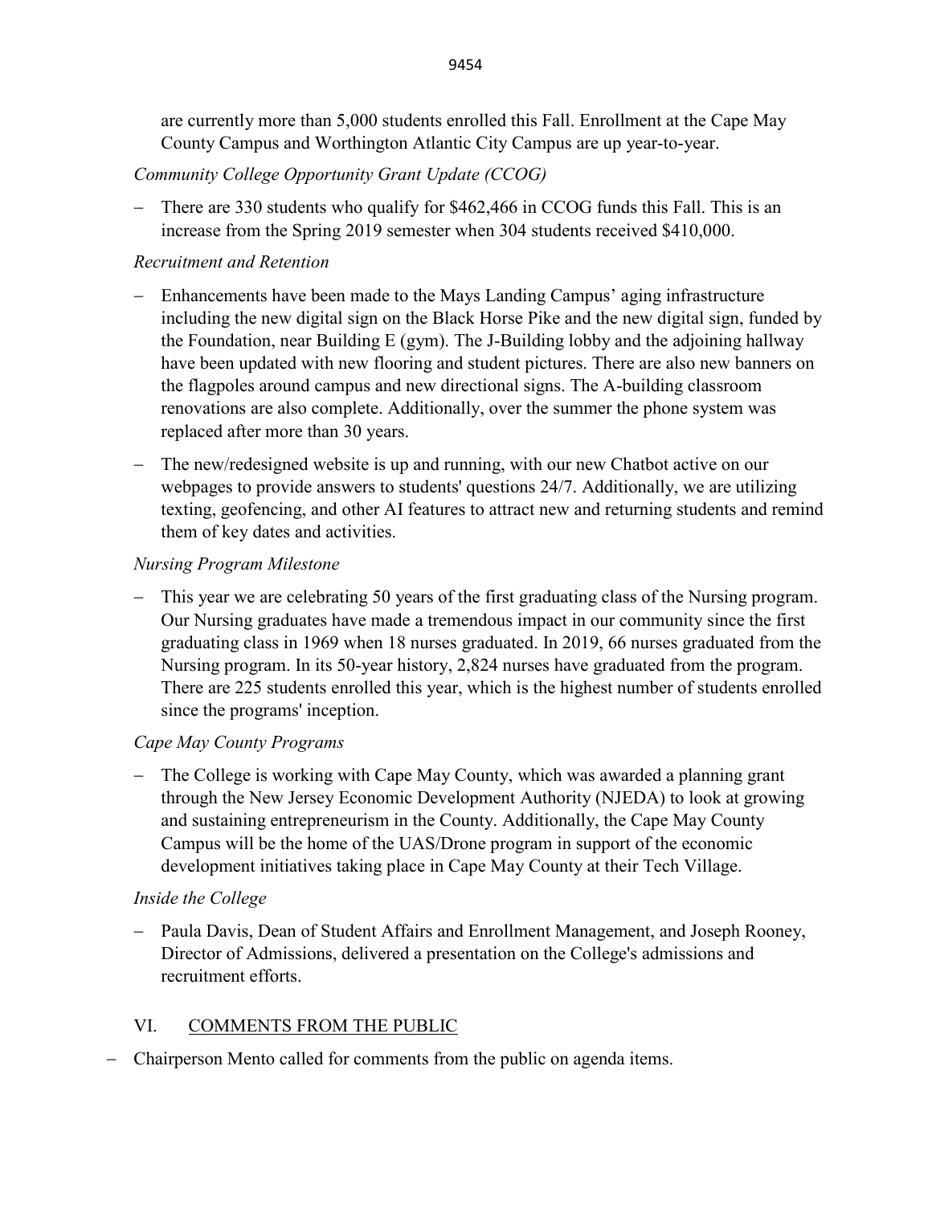are currently more than 5,000 students enrolled this Fall. Enrollment at the Cape May County Campus and Worthington Atlantic City Campus are up year-to-year.

*Community College Opportunity Grant Update (CCOG)*

- There are 330 students who qualify for $462,466 in CCOG funds this Fall. This is an increase from the Spring 2019 semester when 304 students received $410,000.

*Recruitment and Retention*

- Enhancements have been made to the Mays Landing Campus' aging infrastructure including the new digital sign on the Black Horse Pike and the new digital sign, funded by the Foundation, near Building E (gym). The J-Building lobby and the adjoining hallway have been updated with new flooring and student pictures. There are also new banners on the flagpoles around campus and new directional signs. The A-building classroom renovations are also complete. Additionally, over the summer the phone system was replaced after more than 30 years.
- The new/redesigned website is up and running, with our new Chatbot active on our webpages to provide answers to students' questions 24/7. Additionally, we are utilizing texting, geofencing, and other AI features to attract new and returning students and remind them of key dates and activities.

*Nursing Program Milestone*

- This year we are celebrating 50 years of the first graduating class of the Nursing program. Our Nursing graduates have made a tremendous impact in our community since the first graduating class in 1969 when 18 nurses graduated. In 2019, 66 nurses graduated from the Nursing program. In its 50-year history, 2,824 nurses have graduated from the program. There are 225 students enrolled this year, which is the highest number of students enrolled since the programs' inception.

*Cape May County Programs*

- The College is working with Cape May County, which was awarded a planning grant through the New Jersey Economic Development Authority (NJEDA) to look at growing and sustaining entrepreneurism in the County. Additionally, the Cape May County Campus will be the home of the UAS/Drone program in support of the economic development initiatives taking place in Cape May County at their Tech Village.

*Inside the College*

- Paula Davis, Dean of Student Affairs and Enrollment Management, and Joseph Rooney, Director of Admissions, delivered a presentation on the College's admissions and recruitment efforts.

## VI. COMMENTS FROM THE PUBLIC

- Chairperson Mento called for comments from the public on agenda items.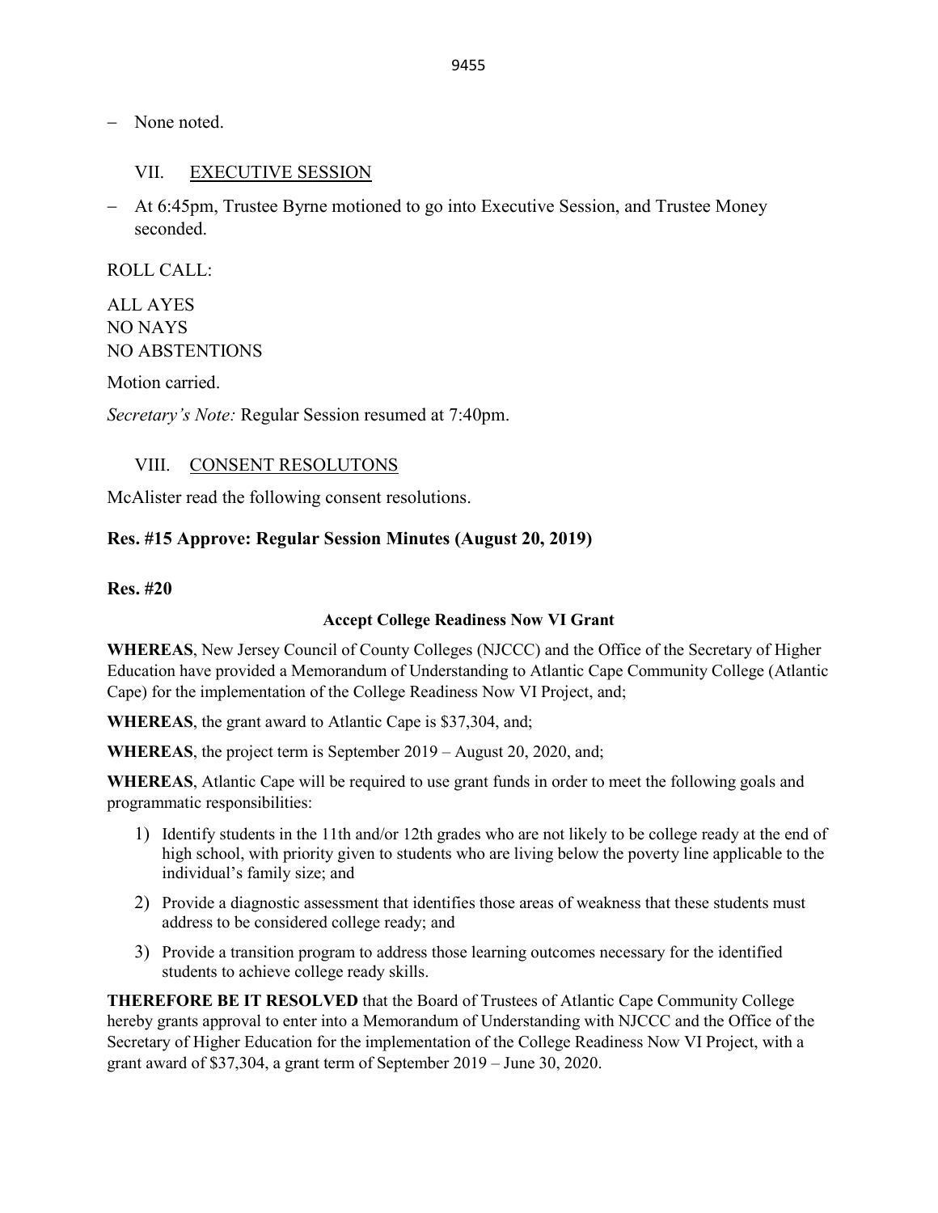- None noted.

## VII. EXECUTIVE SESSION

- At 6:45pm, Trustee Byrne motioned to go into Executive Session, and Trustee Money seconded.

ROLL CALL:

ALL AYES
NO NAYS
NO ABSTENTIONS

Motion carried.

*Secretary's Note:* Regular Session resumed at 7:40pm.

## VIII. CONSENT RESOLUTONS

McAlister read the following consent resolutions.

**Res. #15 Approve: Regular Session Minutes (August 20, 2019)**

**Res. #20**

**Accept College Readiness Now VI Grant**

**WHEREAS**, New Jersey Council of County Colleges (NJCCC) and the Office of the Secretary of Higher Education have provided a Memorandum of Understanding to Atlantic Cape Community College (Atlantic Cape) for the implementation of the College Readiness Now VI Project, and;

**WHEREAS**, the grant award to Atlantic Cape is $37,304, and;

**WHEREAS**, the project term is September 2019 – August 20, 2020, and;

**WHEREAS**, Atlantic Cape will be required to use grant funds in order to meet the following goals and programmatic responsibilities:

1) Identify students in the 11th and/or 12th grades who are not likely to be college ready at the end of high school, with priority given to students who are living below the poverty line applicable to the individual's family size; and
2) Provide a diagnostic assessment that identifies those areas of weakness that these students must address to be considered college ready; and
3) Provide a transition program to address those learning outcomes necessary for the identified students to achieve college ready skills.

**THEREFORE BE IT RESOLVED** that the Board of Trustees of Atlantic Cape Community College hereby grants approval to enter into a Memorandum of Understanding with NJCCC and the Office of the Secretary of Higher Education for the implementation of the College Readiness Now VI Project, with a grant award of $37,304, a grant term of September 2019 – June 30, 2020.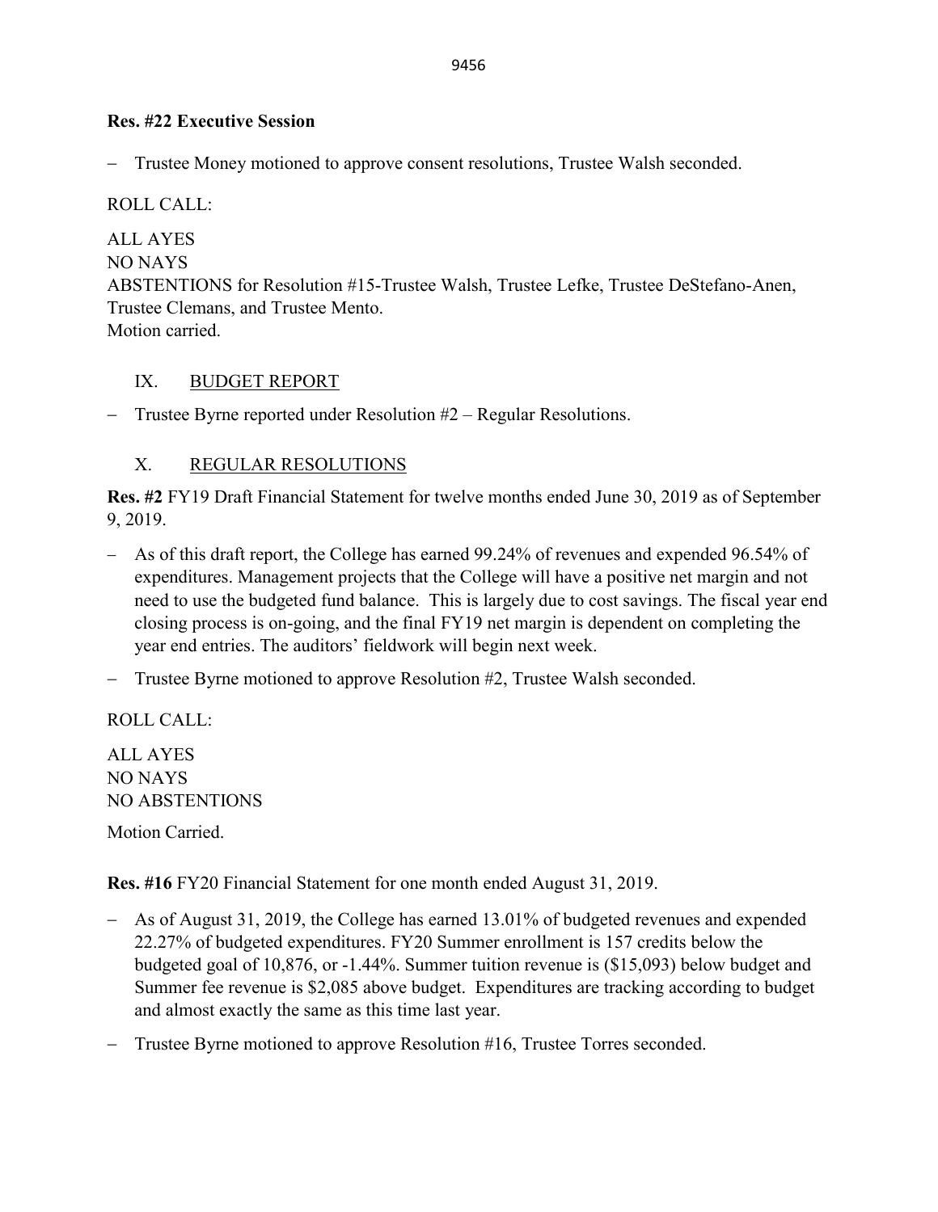**Res. #22 Executive Session**

- Trustee Money motioned to approve consent resolutions, Trustee Walsh seconded.

ROLL CALL:

ALL AYES
NO NAYS
ABSTENTIONS for Resolution #15-Trustee Walsh, Trustee Lefke, Trustee DeStefano-Anen, Trustee Clemans, and Trustee Mento.
Motion carried.

## IX. BUDGET REPORT

- Trustee Byrne reported under Resolution #2 – Regular Resolutions.

## X. REGULAR RESOLUTIONS

**Res. #2** FY19 Draft Financial Statement for twelve months ended June 30, 2019 as of September 9, 2019.

- As of this draft report, the College has earned 99.24% of revenues and expended 96.54% of expenditures. Management projects that the College will have a positive net margin and not need to use the budgeted fund balance. This is largely due to cost savings. The fiscal year end closing process is on-going, and the final FY19 net margin is dependent on completing the year end entries. The auditors' fieldwork will begin next week.
- Trustee Byrne motioned to approve Resolution #2, Trustee Walsh seconded.

ROLL CALL:

ALL AYES
NO NAYS
NO ABSTENTIONS

Motion Carried.

**Res. #16** FY20 Financial Statement for one month ended August 31, 2019.

- As of August 31, 2019, the College has earned 13.01% of budgeted revenues and expended 22.27% of budgeted expenditures. FY20 Summer enrollment is 157 credits below the budgeted goal of 10,876, or -1.44%. Summer tuition revenue is ($15,093) below budget and Summer fee revenue is $2,085 above budget. Expenditures are tracking according to budget and almost exactly the same as this time last year.
- Trustee Byrne motioned to approve Resolution #16, Trustee Torres seconded.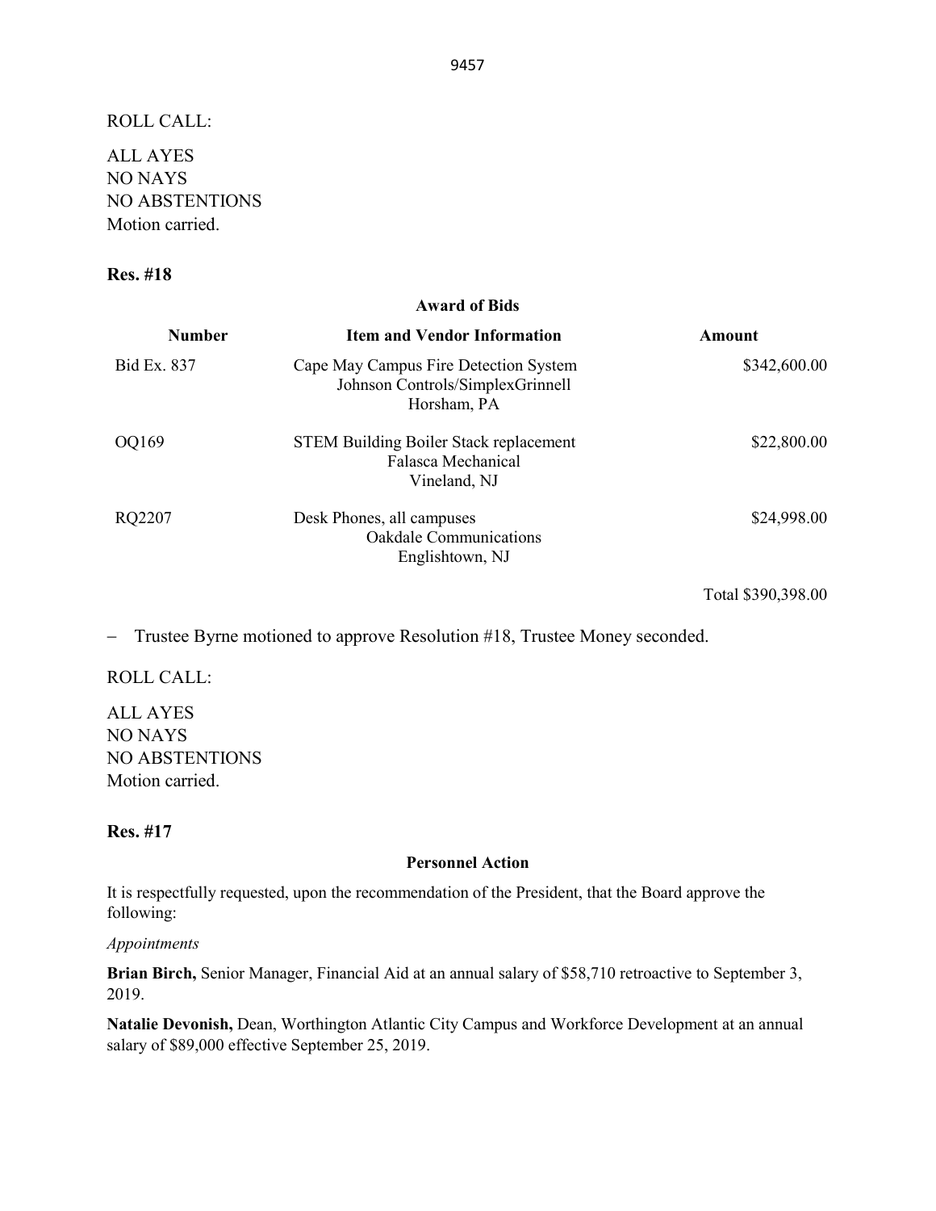ROLL CALL:

ALL AYES
NO NAYS
NO ABSTENTIONS
Motion carried.

**Res. #18**

**Award of Bids**

| Number | Item and Vendor Information | Amount |
|---|---|---|
| Bid Ex. 837 | Cape May Campus Fire Detection System<br>Johnson Controls/SimplexGrinnell<br>Horsham, PA | $342,600.00 |
| OQ169 | STEM Building Boiler Stack replacement<br>Falasca Mechanical<br>Vineland, NJ | $22,800.00 |
| RQ2207 | Desk Phones, all campuses<br>Oakdale Communications<br>Englishtown, NJ | $24,998.00 |
| | | Total $390,398.00 |

– Trustee Byrne motioned to approve Resolution #18, Trustee Money seconded.

ROLL CALL:

ALL AYES
NO NAYS
NO ABSTENTIONS
Motion carried.

**Res. #17**

**Personnel Action**

It is respectfully requested, upon the recommendation of the President, that the Board approve the following:

*Appointments*

**Brian Birch,** Senior Manager, Financial Aid at an annual salary of $58,710 retroactive to September 3, 2019.

**Natalie Devonish,** Dean, Worthington Atlantic City Campus and Workforce Development at an annual salary of $89,000 effective September 25, 2019.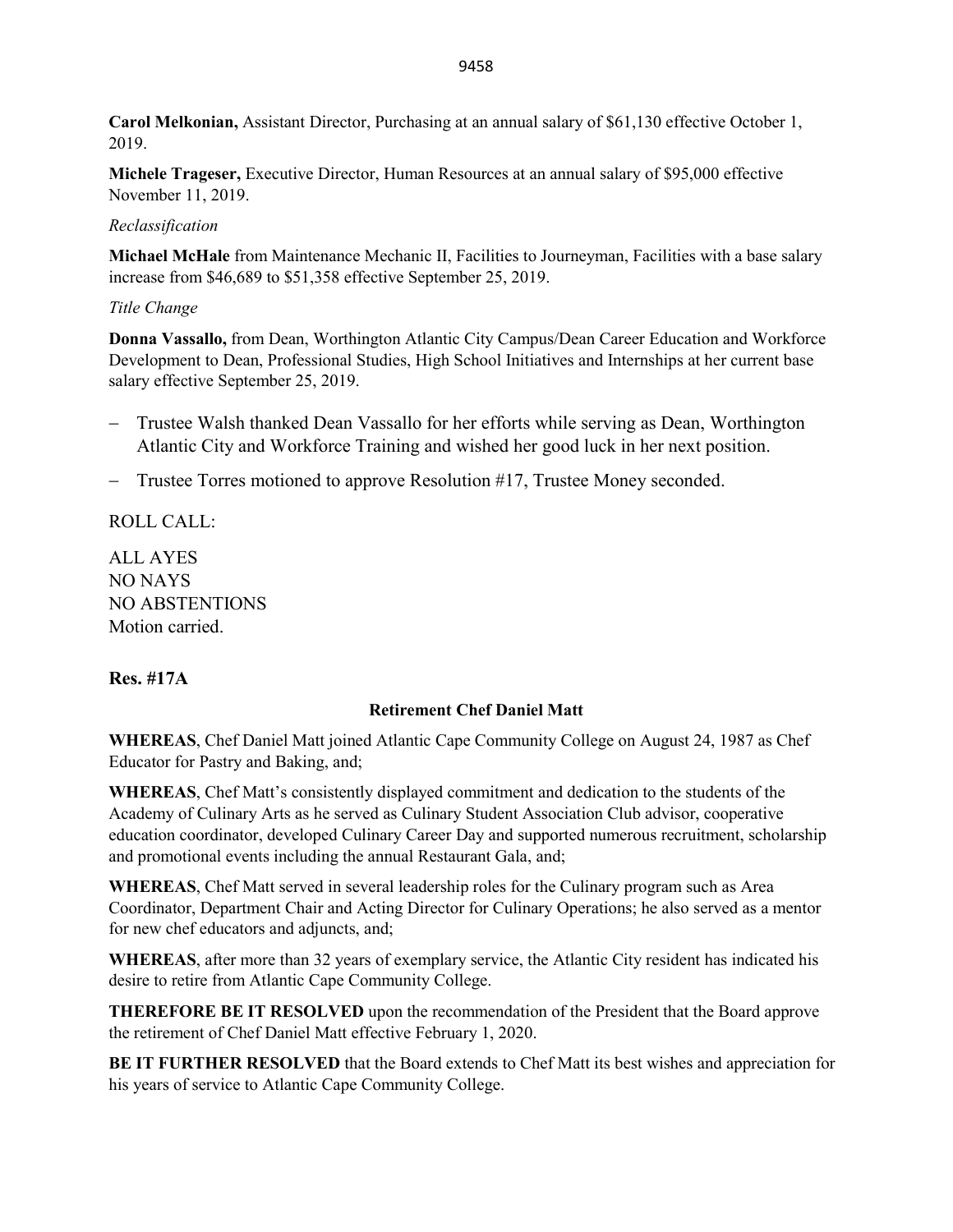**Carol Melkonian,** Assistant Director, Purchasing at an annual salary of $61,130 effective October 1, 2019.

**Michele Trageser,** Executive Director, Human Resources at an annual salary of $95,000 effective November 11, 2019.

*Reclassification*

**Michael McHale** from Maintenance Mechanic II, Facilities to Journeyman, Facilities with a base salary increase from $46,689 to $51,358 effective September 25, 2019.

*Title Change*

**Donna Vassallo,** from Dean, Worthington Atlantic City Campus/Dean Career Education and Workforce Development to Dean, Professional Studies, High School Initiatives and Internships at her current base salary effective September 25, 2019.

- Trustee Walsh thanked Dean Vassallo for her efforts while serving as Dean, Worthington Atlantic City and Workforce Training and wished her good luck in her next position.
- Trustee Torres motioned to approve Resolution #17, Trustee Money seconded.

ROLL CALL:

ALL AYES
NO NAYS
NO ABSTENTIONS
Motion carried.

**Res. #17A**

**Retirement Chef Daniel Matt**

**WHEREAS**, Chef Daniel Matt joined Atlantic Cape Community College on August 24, 1987 as Chef Educator for Pastry and Baking, and;

**WHEREAS**, Chef Matt's consistently displayed commitment and dedication to the students of the Academy of Culinary Arts as he served as Culinary Student Association Club advisor, cooperative education coordinator, developed Culinary Career Day and supported numerous recruitment, scholarship and promotional events including the annual Restaurant Gala, and;

**WHEREAS**, Chef Matt served in several leadership roles for the Culinary program such as Area Coordinator, Department Chair and Acting Director for Culinary Operations; he also served as a mentor for new chef educators and adjuncts, and;

**WHEREAS**, after more than 32 years of exemplary service, the Atlantic City resident has indicated his desire to retire from Atlantic Cape Community College.

**THEREFORE BE IT RESOLVED** upon the recommendation of the President that the Board approve the retirement of Chef Daniel Matt effective February 1, 2020.

**BE IT FURTHER RESOLVED** that the Board extends to Chef Matt its best wishes and appreciation for his years of service to Atlantic Cape Community College.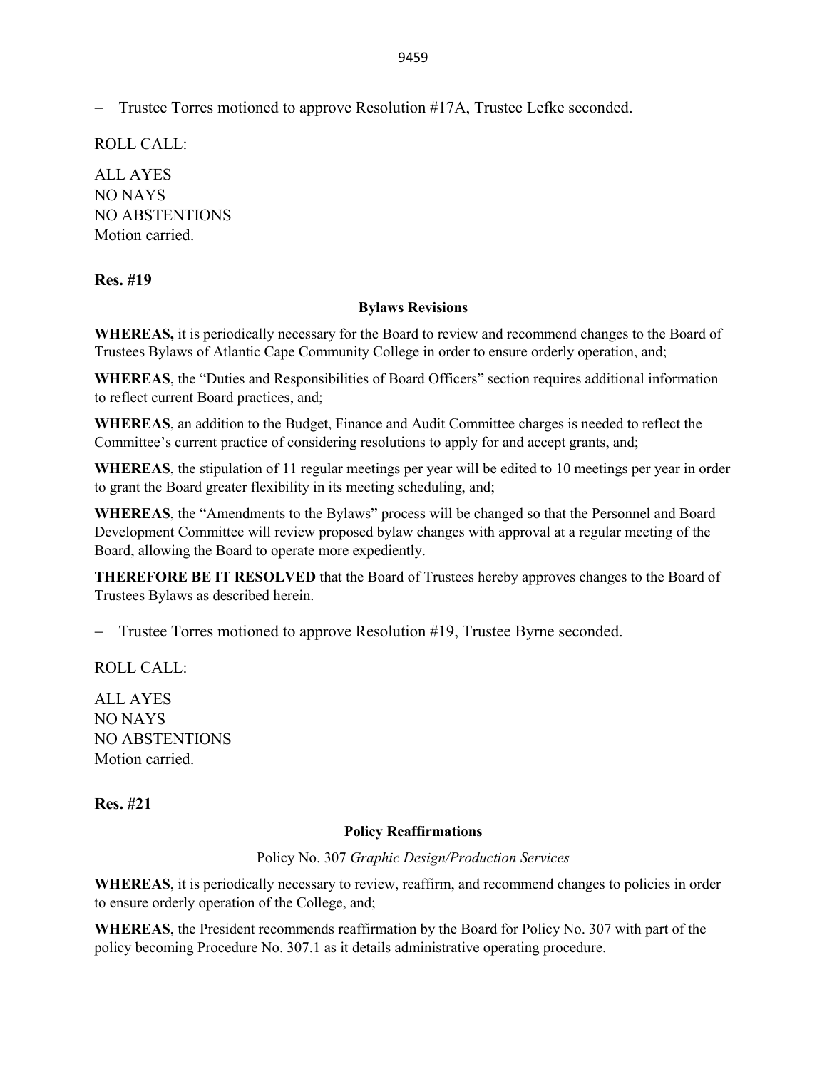– Trustee Torres motioned to approve Resolution #17A, Trustee Lefke seconded.

ROLL CALL:

ALL AYES  
NO NAYS  
NO ABSTENTIONS  
Motion carried.

**Res. #19**

**Bylaws Revisions**

**WHEREAS,** it is periodically necessary for the Board to review and recommend changes to the Board of Trustees Bylaws of Atlantic Cape Community College in order to ensure orderly operation, and;

**WHEREAS**, the "Duties and Responsibilities of Board Officers" section requires additional information to reflect current Board practices, and;

**WHEREAS**, an addition to the Budget, Finance and Audit Committee charges is needed to reflect the Committee's current practice of considering resolutions to apply for and accept grants, and;

**WHEREAS**, the stipulation of 11 regular meetings per year will be edited to 10 meetings per year in order to grant the Board greater flexibility in its meeting scheduling, and;

**WHEREAS**, the "Amendments to the Bylaws" process will be changed so that the Personnel and Board Development Committee will review proposed bylaw changes with approval at a regular meeting of the Board, allowing the Board to operate more expediently.

**THEREFORE BE IT RESOLVED** that the Board of Trustees hereby approves changes to the Board of Trustees Bylaws as described herein.

– Trustee Torres motioned to approve Resolution #19, Trustee Byrne seconded.

ROLL CALL:

ALL AYES  
NO NAYS  
NO ABSTENTIONS  
Motion carried.

**Res. #21**

**Policy Reaffirmations**

Policy No. 307 *Graphic Design/Production Services*

**WHEREAS**, it is periodically necessary to review, reaffirm, and recommend changes to policies in order to ensure orderly operation of the College, and;

**WHEREAS**, the President recommends reaffirmation by the Board for Policy No. 307 with part of the policy becoming Procedure No. 307.1 as it details administrative operating procedure.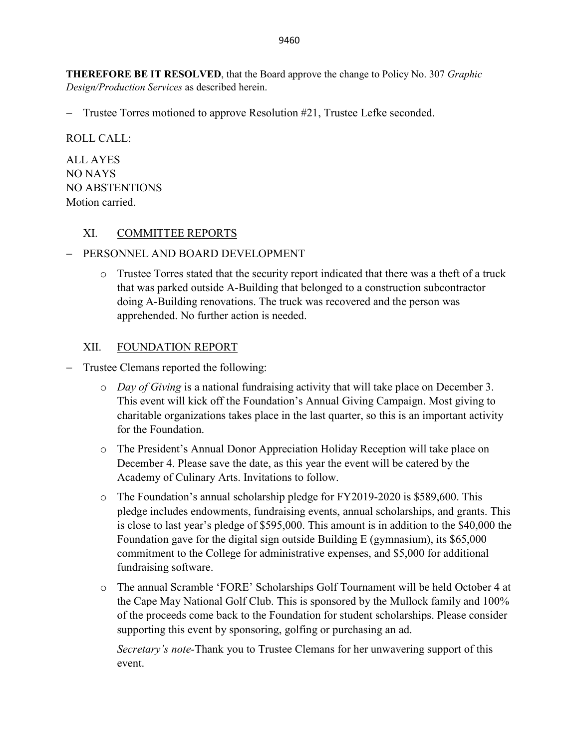**THEREFORE BE IT RESOLVED**, that the Board approve the change to Policy No. 307 *Graphic Design/Production Services* as described herein.

- Trustee Torres motioned to approve Resolution #21, Trustee Lefke seconded.

ROLL CALL:

ALL AYES
NO NAYS
NO ABSTENTIONS
Motion carried.

## XI. COMMITTEE REPORTS

- PERSONNEL AND BOARD DEVELOPMENT
  - Trustee Torres stated that the security report indicated that there was a theft of a truck that was parked outside A-Building that belonged to a construction subcontractor doing A-Building renovations. The truck was recovered and the person was apprehended. No further action is needed.

## XII. FOUNDATION REPORT

- Trustee Clemans reported the following:
  - *Day of Giving* is a national fundraising activity that will take place on December 3. This event will kick off the Foundation's Annual Giving Campaign. Most giving to charitable organizations takes place in the last quarter, so this is an important activity for the Foundation.
  - The President's Annual Donor Appreciation Holiday Reception will take place on December 4. Please save the date, as this year the event will be catered by the Academy of Culinary Arts. Invitations to follow.
  - The Foundation's annual scholarship pledge for FY2019-2020 is $589,600. This pledge includes endowments, fundraising events, annual scholarships, and grants. This is close to last year's pledge of $595,000. This amount is in addition to the $40,000 the Foundation gave for the digital sign outside Building E (gymnasium), its $65,000 commitment to the College for administrative expenses, and $5,000 for additional fundraising software.
  - The annual Scramble 'FORE' Scholarships Golf Tournament will be held October 4 at the Cape May National Golf Club. This is sponsored by the Mullock family and 100% of the proceeds come back to the Foundation for student scholarships. Please consider supporting this event by sponsoring, golfing or purchasing an ad.

    *Secretary's note*-Thank you to Trustee Clemans for her unwavering support of this event.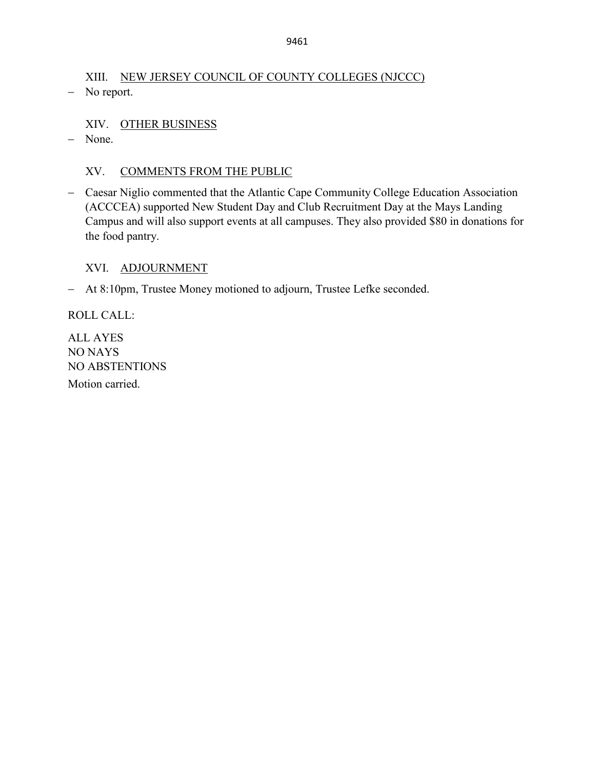## XIII. NEW JERSEY COUNCIL OF COUNTY COLLEGES (NJCCC)

- No report.

## XIV. OTHER BUSINESS

- None.

## XV. COMMENTS FROM THE PUBLIC

- Caesar Niglio commented that the Atlantic Cape Community College Education Association (ACCCEA) supported New Student Day and Club Recruitment Day at the Mays Landing Campus and will also support events at all campuses. They also provided $80 in donations for the food pantry.

## XVI. ADJOURNMENT

- At 8:10pm, Trustee Money motioned to adjourn, Trustee Lefke seconded.

ROLL CALL:

ALL AYES
NO NAYS
NO ABSTENTIONS

Motion carried.